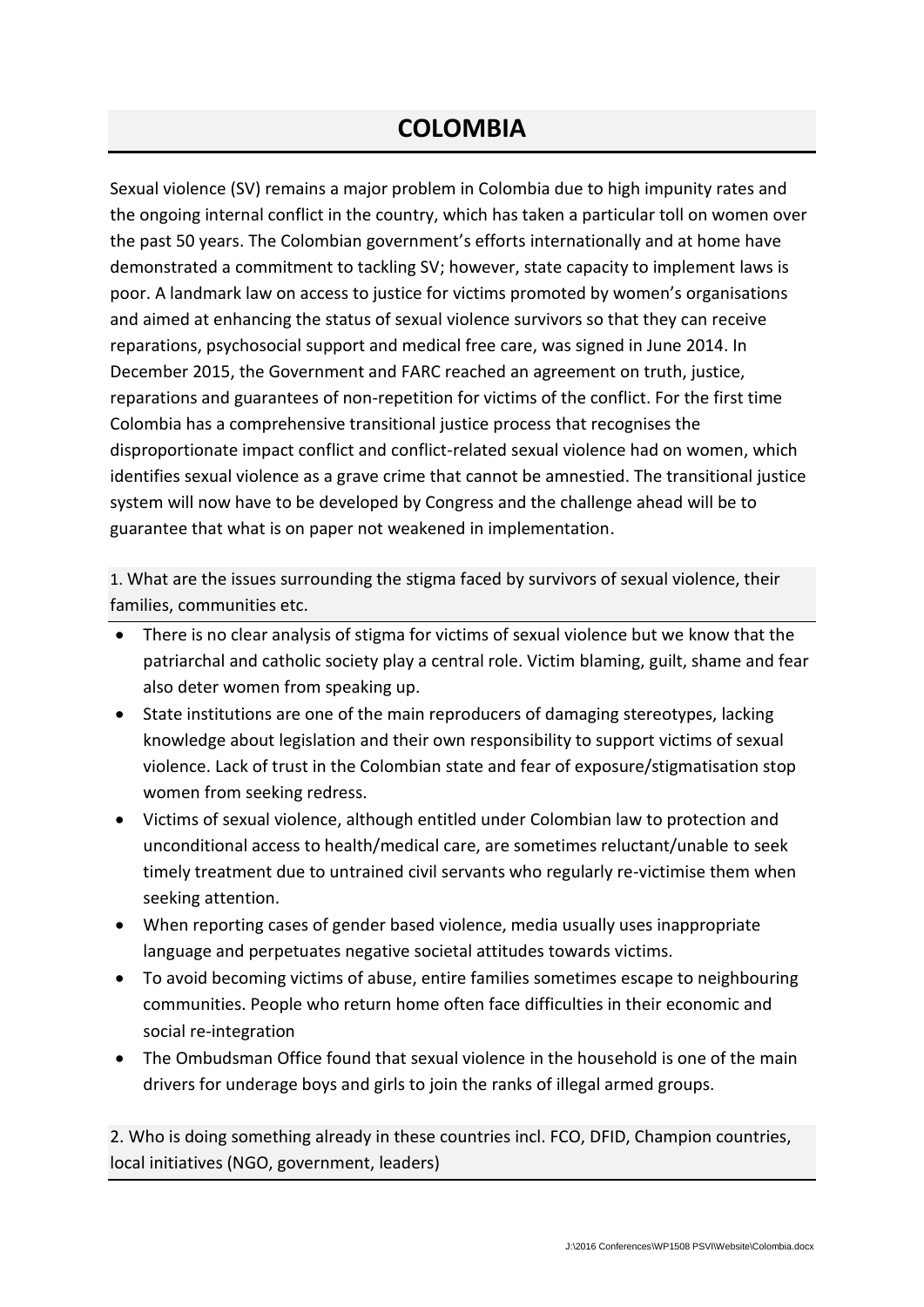# COLOMBIA

Sexual violence (SV) remains a major problem in Colombia due to high impunity rates and the ongoing internal conflict in the country, which has taken a particular toll on women over the past 50 years. The Colombian government's efforts internationally and at home have demonstrated a commitment to tackling SV; however, state capacity to implement laws is poor. A landmark law on access to justice for victims promoted by women's organisations and aimed at enhancing the status of sexual violence survivors so that they can receive reparations, psychosocial support and medical free care, was signed in June 2014. In December 2015, the Government and FARC reached an agreement on truth, justice, reparations and guarantees of non-repetition for victims of the conflict. For the first time Colombia has a comprehensive transitional justice process that recognises the disproportionate impact conflict and conflict-related sexual violence had on women, which identifies sexual violence as a grave crime that cannot be amnestied. The transitional justice system will now have to be developed by Congress and the challenge ahead will be to guarantee that what is on paper not weakened in implementation.

1. What are the issues surrounding the stigma faced by survivors of sexual violence, their families, communities etc.

- There is no clear analysis of stigma for victims of sexual violence but we know that the patriarchal and catholic society play a central role. Victim blaming, guilt, shame and fear also deter women from speaking up.
- State institutions are one of the main reproducers of damaging stereotypes, lacking knowledge about legislation and their own responsibility to support victims of sexual violence. Lack of trust in the Colombian state and fear of exposure/stigmatisation stop women from seeking redress.
- Victims of sexual violence, although entitled under Colombian law to protection and unconditional access to health/medical care, are sometimes reluctant/unable to seek timely treatment due to untrained civil servants who regularly re-victimise them when seeking attention.
- When reporting cases of gender based violence, media usually uses inappropriate language and perpetuates negative societal attitudes towards victims.
- To avoid becoming victims of abuse, entire families sometimes escape to neighbouring communities. People who return home often face difficulties in their economic and social re-integration
- The Ombudsman Office found that sexual violence in the household is one of the main drivers for underage boys and girls to join the ranks of illegal armed groups.

2. Who is doing something already in these countries incl. FCO, DFID, Champion countries, local initiatives (NGO, government, leaders)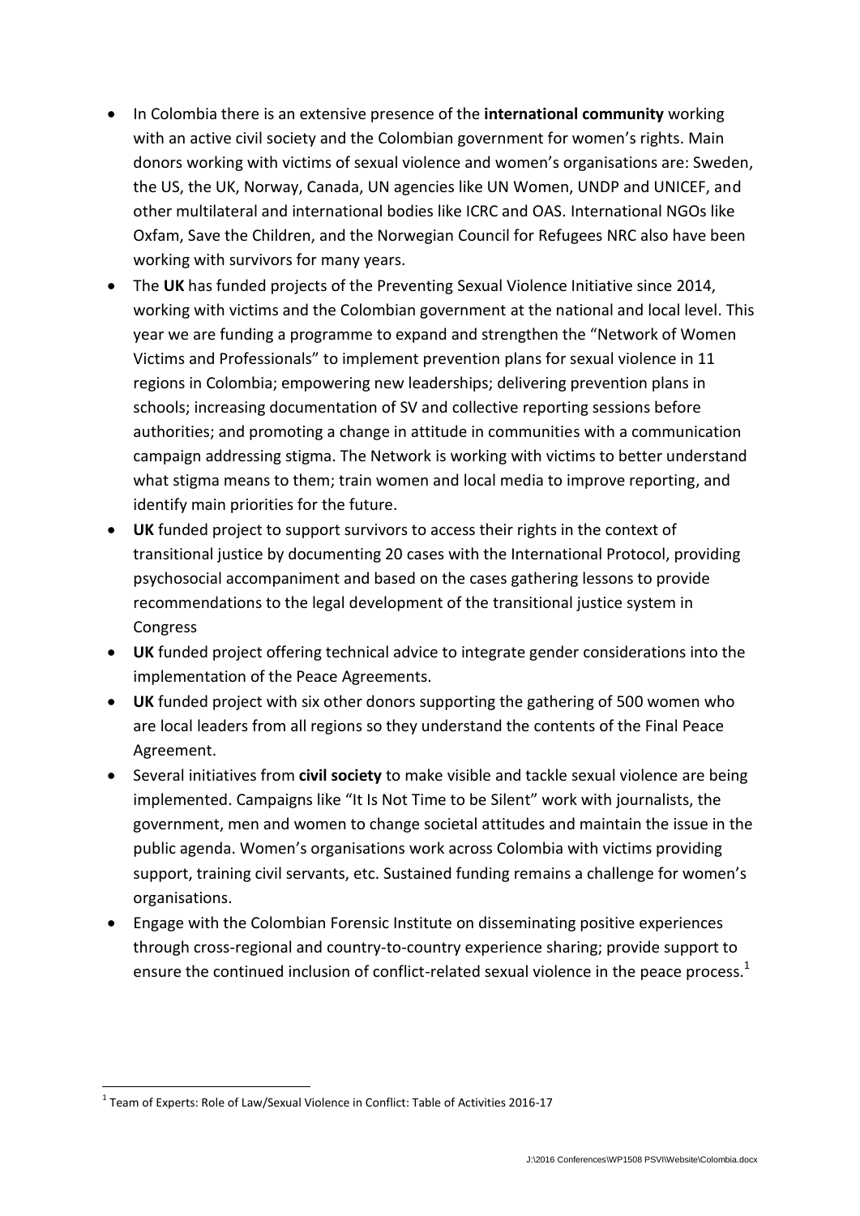- In Colombia there is an extensive presence of the **international community** working with an active civil society and the Colombian government for women's rights. Main donors working with victims of sexual violence and women's organisations are: Sweden, the US, the UK, Norway, Canada, UN agencies like UN Women, UNDP and UNICEF, and other multilateral and international bodies like ICRC and OAS. International NGOs like Oxfam, Save the Children, and the Norwegian Council for Refugees NRC also have been working with survivors for many years.
- The **UK** has funded projects of the Preventing Sexual Violence Initiative since 2014, working with victims and the Colombian government at the national and local level. This year we are funding a programme to expand and strengthen the "Network of Women Victims and Professionals" to implement prevention plans for sexual violence in 11 regions in Colombia; empowering new leaderships; delivering prevention plans in schools; increasing documentation of SV and collective reporting sessions before authorities; and promoting a change in attitude in communities with a communication campaign addressing stigma. The Network is working with victims to better understand what stigma means to them; train women and local media to improve reporting, and identify main priorities for the future.
- **UK** funded project to support survivors to access their rights in the context of transitional justice by documenting 20 cases with the International Protocol, providing psychosocial accompaniment and based on the cases gathering lessons to provide recommendations to the legal development of the transitional justice system in Congress
- **UK** funded project offering technical advice to integrate gender considerations into the implementation of the Peace Agreements.
- **UK** funded project with six other donors supporting the gathering of 500 women who are local leaders from all regions so they understand the contents of the Final Peace Agreement.
- Several initiatives from **civil society** to make visible and tackle sexual violence are being implemented. Campaigns like "It Is Not Time to be Silent" work with journalists, the government, men and women to change societal attitudes and maintain the issue in the public agenda. Women's organisations work across Colombia with victims providing support, training civil servants, etc. Sustained funding remains a challenge for women's organisations.
- Engage with the Colombian Forensic Institute on disseminating positive experiences through cross-regional and country-to-country experience sharing; provide support to ensure the continued inclusion of conflict-related sexual violence in the peace process.[1]

[1] Team of Experts: Role of Law/Sexual Violence in Conflict: Table of Activities 2016-17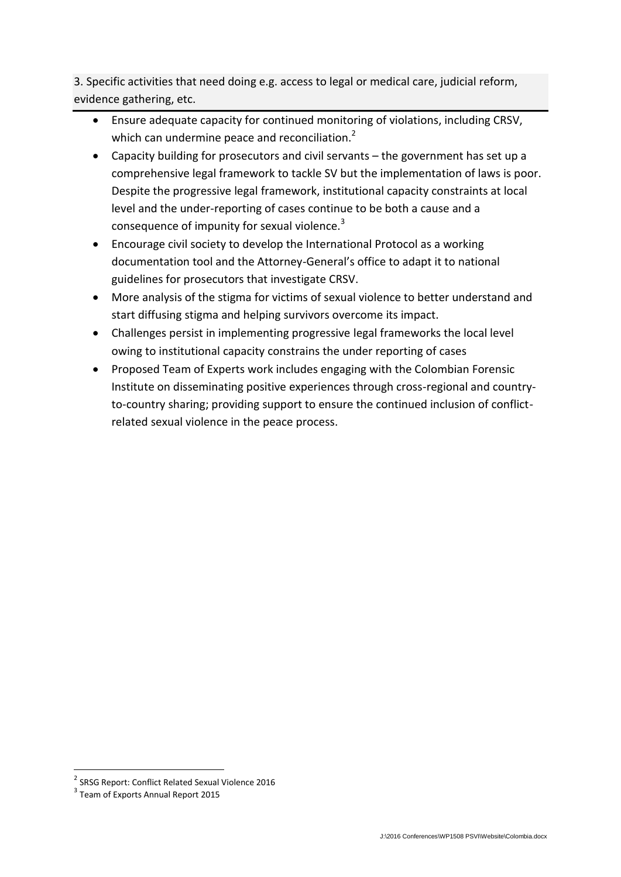3. Specific activities that need doing e.g. access to legal or medical care, judicial reform, evidence gathering, etc.

- Ensure adequate capacity for continued monitoring of violations, including CRSV, which can undermine peace and reconciliation.[2]
- Capacity building for prosecutors and civil servants – the government has set up a comprehensive legal framework to tackle SV but the implementation of laws is poor. Despite the progressive legal framework, institutional capacity constraints at local level and the under-reporting of cases continue to be both a cause and a consequence of impunity for sexual violence.[3]
- Encourage civil society to develop the International Protocol as a working documentation tool and the Attorney-General's office to adapt it to national guidelines for prosecutors that investigate CRSV.
- More analysis of the stigma for victims of sexual violence to better understand and start diffusing stigma and helping survivors overcome its impact.
- Challenges persist in implementing progressive legal frameworks the local level owing to institutional capacity constrains the under reporting of cases
- Proposed Team of Experts work includes engaging with the Colombian Forensic Institute on disseminating positive experiences through cross-regional and country-to-country sharing; providing support to ensure the continued inclusion of conflict-related sexual violence in the peace process.

[2] SRSG Report: Conflict Related Sexual Violence 2016

[3] Team of Exports Annual Report 2015